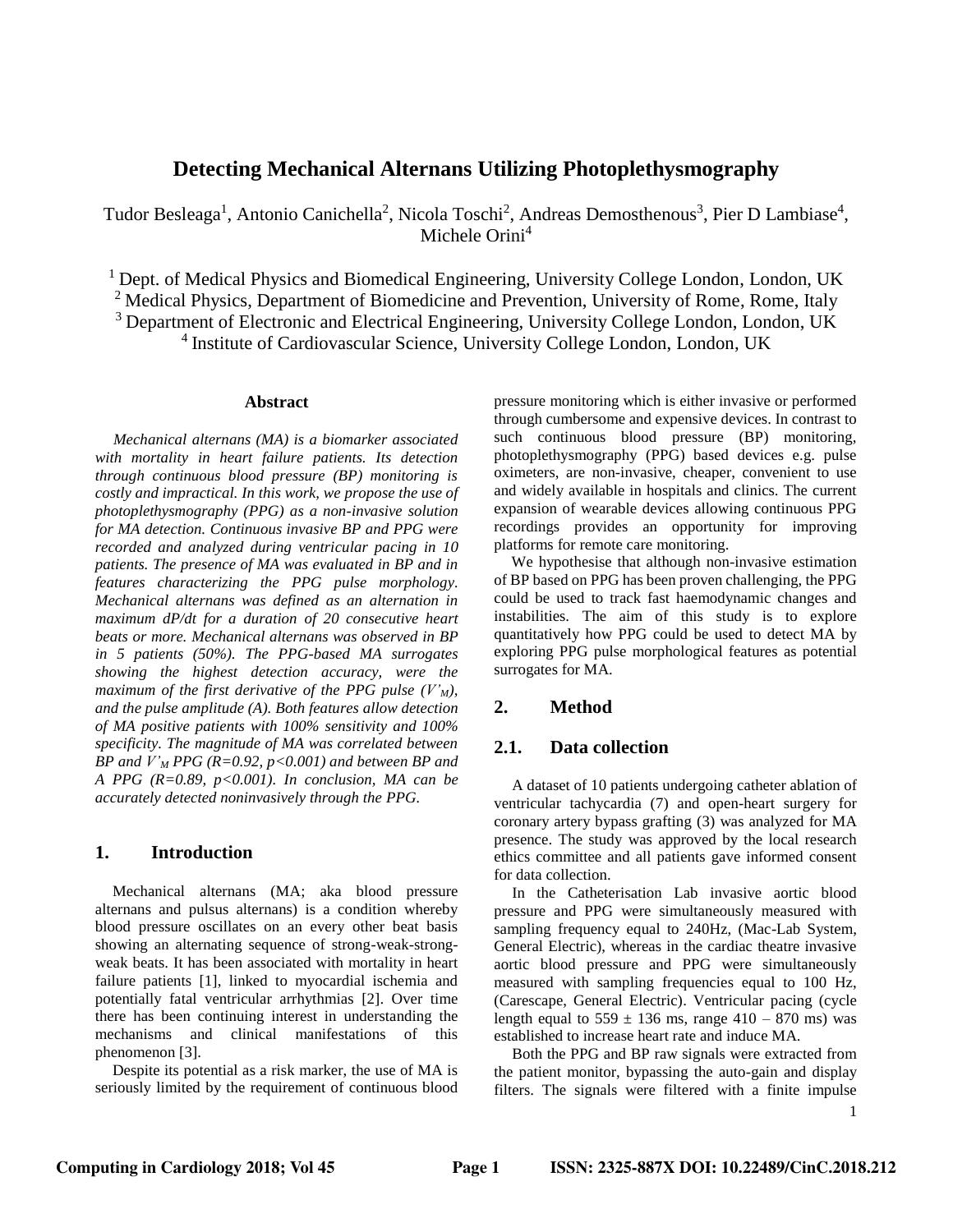# Detecting Mechanical Alternans Utilizing Photoplethysmography

Tudor Besleaga[1], Antonio Canichella[2], Nicola Toschi[2], Andreas Demosthenous[3], Pier D Lambiase[4], Michele Orini[4]

[1] Dept. of Medical Physics and Biomedical Engineering, University College London, London, UK
[2] Medical Physics, Department of Biomedicine and Prevention, University of Rome, Rome, Italy
[3] Department of Electronic and Electrical Engineering, University College London, London, UK
[4] Institute of Cardiovascular Science, University College London, London, UK

### Abstract

*Mechanical alternans (MA) is a biomarker associated with mortality in heart failure patients. Its detection through continuous blood pressure (BP) monitoring is costly and impractical. In this work, we propose the use of photoplethysmography (PPG) as a non-invasive solution for MA detection. Continuous invasive BP and PPG were recorded and analyzed during ventricular pacing in 10 patients. The presence of MA was evaluated in BP and in features characterizing the PPG pulse morphology. Mechanical alternans was defined as an alternation in maximum dP/dt for a duration of 20 consecutive heart beats or more. Mechanical alternans was observed in BP in 5 patients (50%). The PPG-based MA surrogates showing the highest detection accuracy, were the maximum of the first derivative of the PPG pulse ($V'_M$), and the pulse amplitude (A). Both features allow detection of MA positive patients with 100% sensitivity and 100% specificity. The magnitude of MA was correlated between BP and $V'_M$ PPG ($R=0.92$, $p<0.001$) and between BP and A PPG ($R=0.89$, $p<0.001$). In conclusion, MA can be accurately detected noninvasively through the PPG.*

## 1. Introduction

Mechanical alternans (MA; aka blood pressure alternans and pulsus alternans) is a condition whereby blood pressure oscillates on an every other beat basis showing an alternating sequence of strong-weak-strong-weak beats. It has been associated with mortality in heart failure patients [1], linked to myocardial ischemia and potentially fatal ventricular arrhythmias [2]. Over time there has been continuing interest in understanding the mechanisms and clinical manifestations of this phenomenon [3].

Despite its potential as a risk marker, the use of MA is seriously limited by the requirement of continuous blood pressure monitoring which is either invasive or performed through cumbersome and expensive devices. In contrast to such continuous blood pressure (BP) monitoring, photoplethysmography (PPG) based devices e.g. pulse oximeters, are non-invasive, cheaper, convenient to use and widely available in hospitals and clinics. The current expansion of wearable devices allowing continuous PPG recordings provides an opportunity for improving platforms for remote care monitoring.

We hypothesise that although non-invasive estimation of BP based on PPG has been proven challenging, the PPG could be used to track fast haemodynamic changes and instabilities. The aim of this study is to explore quantitatively how PPG could be used to detect MA by exploring PPG pulse morphological features as potential surrogates for MA.

## 2. Method

### 2.1. Data collection

A dataset of 10 patients undergoing catheter ablation of ventricular tachycardia (7) and open-heart surgery for coronary artery bypass grafting (3) was analyzed for MA presence. The study was approved by the local research ethics committee and all patients gave informed consent for data collection.

In the Catheterisation Lab invasive aortic blood pressure and PPG were simultaneously measured with sampling frequency equal to 240Hz, (Mac-Lab System, General Electric), whereas in the cardiac theatre invasive aortic blood pressure and PPG were simultaneously measured with sampling frequencies equal to 100 Hz, (Carescape, General Electric). Ventricular pacing (cycle length equal to $559 \pm 136$ ms, range 410 – 870 ms) was established to increase heart rate and induce MA.

Both the PPG and BP raw signals were extracted from the patient monitor, bypassing the auto-gain and display filters. The signals were filtered with a finite impulse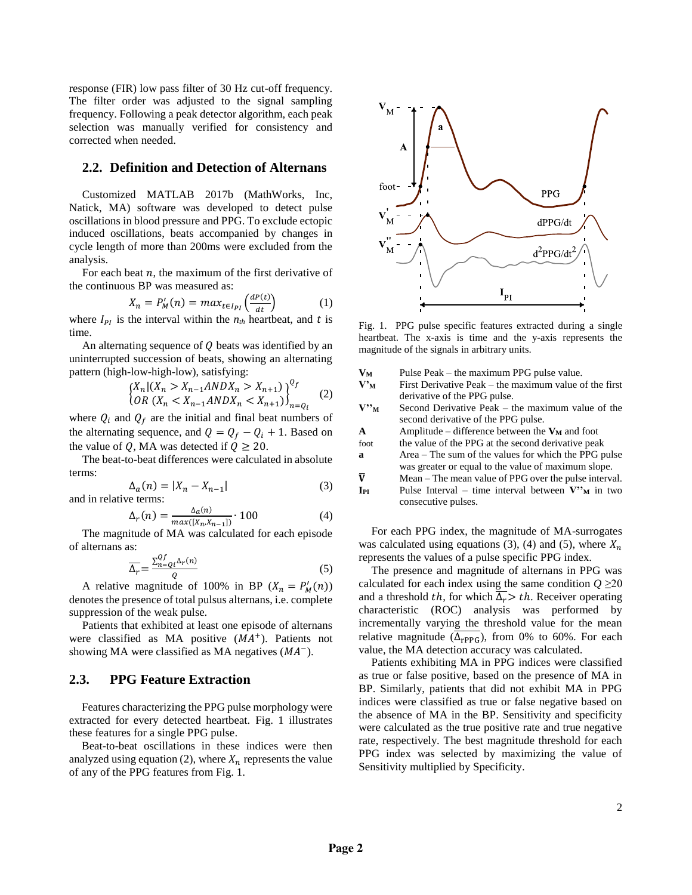response (FIR) low pass filter of 30 Hz cut-off frequency. The filter order was adjusted to the signal sampling frequency. Following a peak detector algorithm, each peak selection was manually verified for consistency and corrected when needed.

## 2.2. Definition and Detection of Alternans

Customized MATLAB 2017b (MathWorks, Inc, Natick, MA) software was developed to detect pulse oscillations in blood pressure and PPG. To exclude ectopic induced oscillations, beats accompanied by changes in cycle length of more than 200ms were excluded from the analysis.

For each beat $n$, the maximum of the first derivative of the continuous BP was measured as:

$$X_n = P'_M(n) = max_{t \in I_{PI}}\left(\frac{dP(t)}{dt}\right) \quad (1)$$

where $I_{PI}$ is the interval within the $n_{th}$ heartbeat, and $t$ is time.

An alternating sequence of $Q$ beats was identified by an uninterrupted succession of beats, showing an alternating pattern (high-low-high-low), satisfying:

$$\begin{Bmatrix} X_n | (X_n > X_{n-1} AND X_n > X_{n+1}) \\ OR\ (X_n < X_{n-1} AND X_n < X_{n+1}) \end{Bmatrix}_{n=Q_i}^{Q_f} \quad (2)$$

where $Q_i$ and $Q_f$ are the initial and final beat numbers of the alternating sequence, and $Q = Q_f - Q_i + 1$. Based on the value of $Q$, MA was detected if $Q \geq 20$.

The beat-to-beat differences were calculated in absolute terms:

$$\Delta_a(n) = |X_n - X_{n-1}| \quad (3)$$

and in relative terms:

$$\Delta_r(n) = \frac{\Delta_a(n)}{max([X_n X_{n-1}])} \cdot 100 \quad (4)$$

The magnitude of MA was calculated for each episode of alternans as:

$$\overline{\Delta_r} = \frac{\sum_{n=Qi}^{Qf} \Delta_r(n)}{Q} \quad (5)$$

A relative magnitude of 100% in BP ($X_n = P'_M(n)$) denotes the presence of total pulsus alternans, i.e. complete suppression of the weak pulse.

Patients that exhibited at least one episode of alternans were classified as MA positive ($MA^+$). Patients not showing MA were classified as MA negatives ($MA^-$).

## 2.3. PPG Feature Extraction

Features characterizing the PPG pulse morphology were extracted for every detected heartbeat. Fig. 1 illustrates these features for a single PPG pulse.

Beat-to-beat oscillations in these indices were then analyzed using equation (2), where $X_n$ represents the value of any of the PPG features from Fig. 1.

Fig. 1. PPG pulse specific features extracted during a single heartbeat. The x-axis is time and the y-axis represents the magnitude of the signals in arbitrary units.

| | |
|---|---|
| $V_M$ | Pulse Peak – the maximum PPG pulse value. |
| $V'_M$ | First Derivative Peak – the maximum value of the first derivative of the PPG pulse. |
| $V''_M$ | Second Derivative Peak – the maximum value of the second derivative of the PPG pulse. |
| **A** | Amplitude – difference between the $V_M$ and foot |
| foot | the value of the PPG at the second derivative peak |
| **a** | Area – The sum of the values for which the PPG pulse was greater or equal to the value of maximum slope. |
| $\overline{V}$ | Mean – The mean value of PPG over the pulse interval. |
| $I_{PI}$ | Pulse Interval – time interval between $V''_M$ in two consecutive pulses. |

For each PPG index, the magnitude of MA-surrogates was calculated using equations (3), (4) and (5), where $X_n$ represents the values of a pulse specific PPG index.

The presence and magnitude of alternans in PPG was calculated for each index using the same condition $Q \geq 20$ and a threshold $th$, for which $\overline{\Delta_r} > th$. Receiver operating characteristic (ROC) analysis was performed by incrementally varying the threshold value for the mean relative magnitude ($\overline{\Delta_{rPPG}}$), from 0% to 60%. For each value, the MA detection accuracy was calculated.

Patients exhibiting MA in PPG indices were classified as true or false positive, based on the presence of MA in BP. Similarly, patients that did not exhibit MA in PPG indices were classified as true or false negative based on the absence of MA in the BP. Sensitivity and specificity were calculated as the true positive rate and true negative rate, respectively. The best magnitude threshold for each PPG index was selected by maximizing the value of Sensitivity multiplied by Specificity.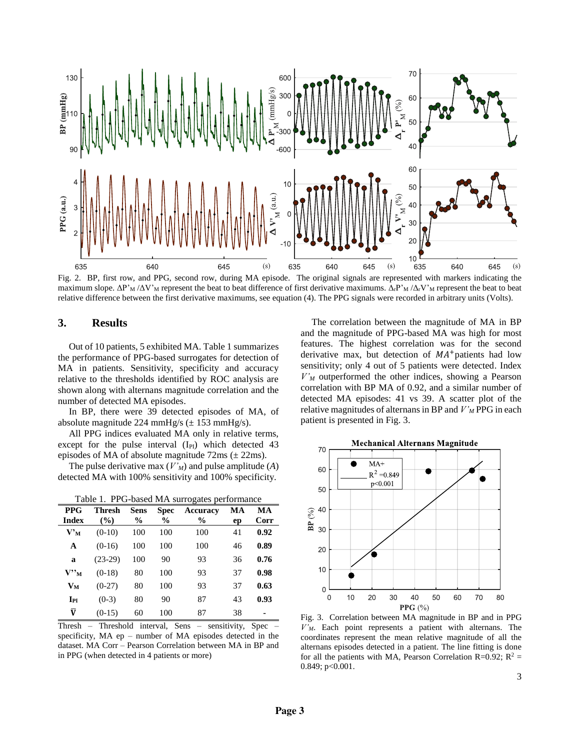Fig. 2. BP, first row, and PPG, second row, during MA episode. The original signals are represented with markers indicating the maximum slope. $\Delta P'_M$ / $\Delta V'_M$ represent the beat to beat difference of first derivative maximums. $\Delta_r P'_M$ / $\Delta_r V'_M$ represent the beat to beat relative difference between the first derivative maximums, see equation (4). The PPG signals were recorded in arbitrary units (Volts).

## 3. Results

Out of 10 patients, 5 exhibited MA. Table 1 summarizes the performance of PPG-based surrogates for detection of MA in patients. Sensitivity, specificity and accuracy relative to the thresholds identified by ROC analysis are shown along with alternans magnitude correlation and the number of detected MA episodes.

In BP, there were 39 detected episodes of MA, of absolute magnitude 224 mmHg/s (± 153 mmHg/s).

All PPG indices evaluated MA only in relative terms, except for the pulse interval ($I_{PI}$) which detected 43 episodes of MA of absolute magnitude 72ms (± 22ms).

The pulse derivative max ($V'_M$) and pulse amplitude ($A$) detected MA with 100% sensitivity and 100% specificity.

Table 1. PPG-based MA surrogates performance

| PPG Index | Thresh (%) | Sens % | Spec % | Accuracy % | MA ep | MA Corr |
|---|---|---|---|---|---|---|
| $V'_M$ | (0-10) | 100 | 100 | 100 | 41 | **0.92** |
| $A$ | (0-16) | 100 | 100 | 100 | 46 | **0.89** |
| $a$ | (23-29) | 100 | 90 | 93 | 36 | **0.76** |
| $V''_M$ | (0-18) | 80 | 100 | 93 | 37 | **0.98** |
| $V_M$ | (0-27) | 80 | 100 | 93 | 37 | **0.63** |
| $I_{PI}$ | (0-3) | 80 | 90 | 87 | 43 | **0.93** |
| $\bar{V}$ | (0-15) | 60 | 100 | 87 | 38 | - |

Thresh – Threshold interval, Sens – sensitivity, Spec – specificity, MA ep – number of MA episodes detected in the dataset. MA Corr – Pearson Correlation between MA in BP and in PPG (when detected in 4 patients or more)

The correlation between the magnitude of MA in BP and the magnitude of PPG-based MA was high for most features. The highest correlation was for the second derivative max, but detection of $MA^+$ patients had low sensitivity; only 4 out of 5 patients were detected. Index $V'_M$ outperformed the other indices, showing a Pearson correlation with BP MA of 0.92, and a similar number of detected MA episodes: 41 vs 39. A scatter plot of the relative magnitudes of alternans in BP and $V'_M$ PPG in each patient is presented in Fig. 3.

Fig. 3. Correlation between MA magnitude in BP and in PPG $V'_M$. Each point represents a patient with alternans. The coordinates represent the mean relative magnitude of all the alternans episodes detected in a patient. The line fitting is done for all the patients with MA, Pearson Correlation R=0.92; $R^2$ = 0.849; p<0.001.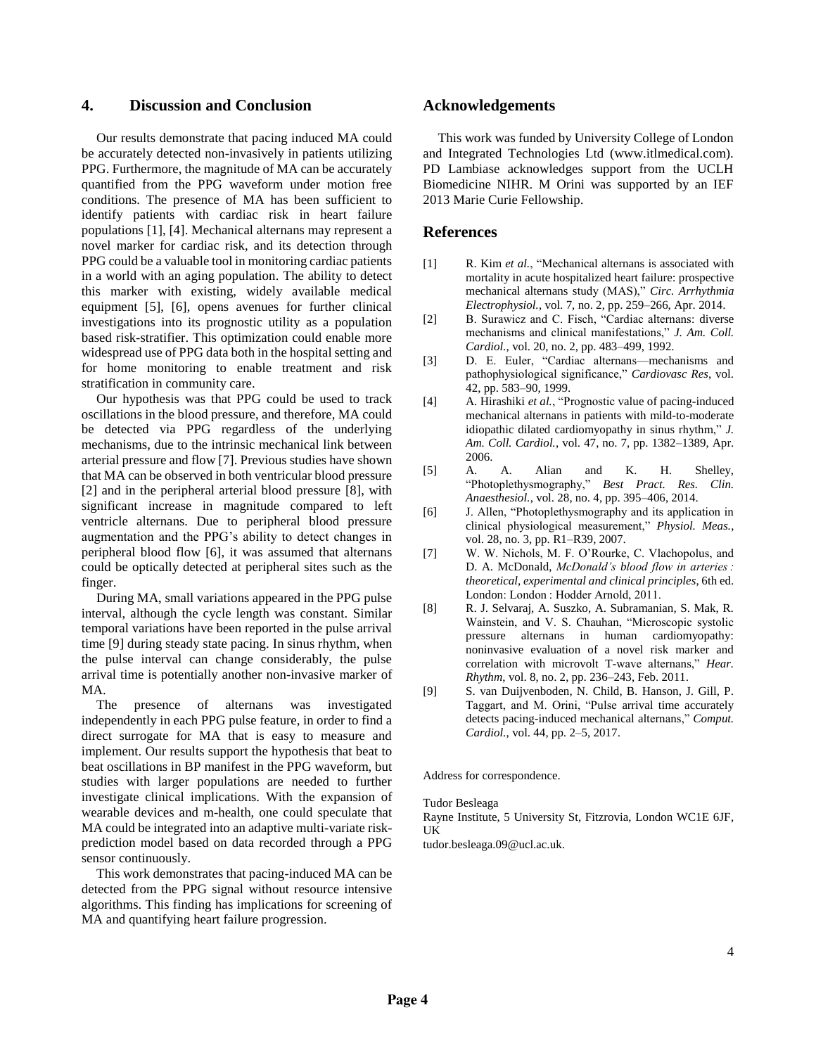## 4. Discussion and Conclusion

Our results demonstrate that pacing induced MA could be accurately detected non-invasively in patients utilizing PPG. Furthermore, the magnitude of MA can be accurately quantified from the PPG waveform under motion free conditions. The presence of MA has been sufficient to identify patients with cardiac risk in heart failure populations [1], [4]. Mechanical alternans may represent a novel marker for cardiac risk, and its detection through PPG could be a valuable tool in monitoring cardiac patients in a world with an aging population. The ability to detect this marker with existing, widely available medical equipment [5], [6], opens avenues for further clinical investigations into its prognostic utility as a population based risk-stratifier. This optimization could enable more widespread use of PPG data both in the hospital setting and for home monitoring to enable treatment and risk stratification in community care.

Our hypothesis was that PPG could be used to track oscillations in the blood pressure, and therefore, MA could be detected via PPG regardless of the underlying mechanisms, due to the intrinsic mechanical link between arterial pressure and flow [7]. Previous studies have shown that MA can be observed in both ventricular blood pressure [2] and in the peripheral arterial blood pressure [8], with significant increase in magnitude compared to left ventricle alternans. Due to peripheral blood pressure augmentation and the PPG's ability to detect changes in peripheral blood flow [6], it was assumed that alternans could be optically detected at peripheral sites such as the finger.

During MA, small variations appeared in the PPG pulse interval, although the cycle length was constant. Similar temporal variations have been reported in the pulse arrival time [9] during steady state pacing. In sinus rhythm, when the pulse interval can change considerably, the pulse arrival time is potentially another non-invasive marker of MA.

The presence of alternans was investigated independently in each PPG pulse feature, in order to find a direct surrogate for MA that is easy to measure and implement. Our results support the hypothesis that beat to beat oscillations in BP manifest in the PPG waveform, but studies with larger populations are needed to further investigate clinical implications. With the expansion of wearable devices and m-health, one could speculate that MA could be integrated into an adaptive multi-variate risk-prediction model based on data recorded through a PPG sensor continuously.

This work demonstrates that pacing-induced MA can be detected from the PPG signal without resource intensive algorithms. This finding has implications for screening of MA and quantifying heart failure progression.

## Acknowledgements

This work was funded by University College of London and Integrated Technologies Ltd (www.itlmedical.com). PD Lambiase acknowledges support from the UCLH Biomedicine NIHR. M Orini was supported by an IEF 2013 Marie Curie Fellowship.

## References

[1] R. Kim *et al.*, "Mechanical alternans is associated with mortality in acute hospitalized heart failure: prospective mechanical alternans study (MAS)," *Circ. Arrhythmia Electrophysiol.*, vol. 7, no. 2, pp. 259–266, Apr. 2014.

[2] B. Surawicz and C. Fisch, "Cardiac alternans: diverse mechanisms and clinical manifestations," *J. Am. Coll. Cardiol.*, vol. 20, no. 2, pp. 483–499, 1992.

[3] D. E. Euler, "Cardiac alternans—mechanisms and pathophysiological significance," *Cardiovasc Res*, vol. 42, pp. 583–90, 1999.

[4] A. Hirashiki *et al.*, "Prognostic value of pacing-induced mechanical alternans in patients with mild-to-moderate idiopathic dilated cardiomyopathy in sinus rhythm," *J. Am. Coll. Cardiol.*, vol. 47, no. 7, pp. 1382–1389, Apr. 2006.

[5] A. A. Alian and K. H. Shelley, "Photoplethysmography," *Best Pract. Res. Clin. Anaesthesiol.*, vol. 28, no. 4, pp. 395–406, 2014.

[6] J. Allen, "Photoplethysmography and its application in clinical physiological measurement," *Physiol. Meas.*, vol. 28, no. 3, pp. R1–R39, 2007.

[7] W. W. Nichols, M. F. O'Rourke, C. Vlachopolus, and D. A. McDonald, *McDonald's blood flow in arteries : theoretical, experimental and clinical principles*, 6th ed. London: London : Hodder Arnold, 2011.

[8] R. J. Selvaraj, A. Suszko, A. Subramanian, S. Mak, R. Wainstein, and V. S. Chauhan, "Microscopic systolic pressure alternans in human cardiomyopathy: noninvasive evaluation of a novel risk marker and correlation with microvolt T-wave alternans," *Hear. Rhythm*, vol. 8, no. 2, pp. 236–243, Feb. 2011.

[9] S. van Duijvenboden, N. Child, B. Hanson, J. Gill, P. Taggart, and M. Orini, "Pulse arrival time accurately detects pacing-induced mechanical alternans," *Comput. Cardiol.*, vol. 44, pp. 2–5, 2017.

Address for correspondence.

Tudor Besleaga
Rayne Institute, 5 University St, Fitzrovia, London WC1E 6JF, UK
tudor.besleaga.09@ucl.ac.uk.